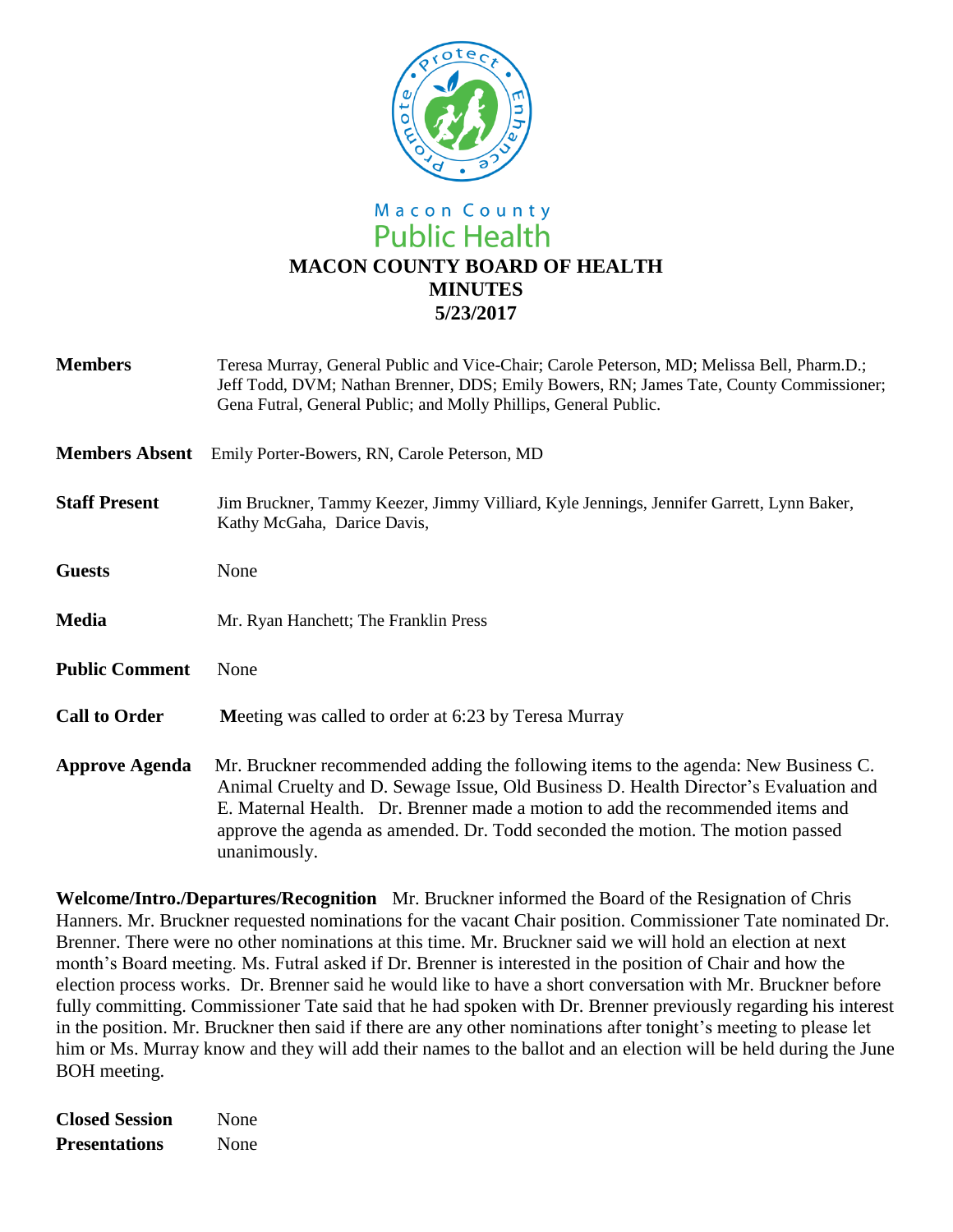Macon County
Public Health

# MACON COUNTY BOARD OF HEALTH
## MINUTES
## 5/23/2017

**Members** Teresa Murray, General Public and Vice-Chair; Carole Peterson, MD; Melissa Bell, Pharm.D.; Jeff Todd, DVM; Nathan Brenner, DDS; Emily Bowers, RN; James Tate, County Commissioner; Gena Futral, General Public; and Molly Phillips, General Public.

**Members Absent** Emily Porter-Bowers, RN, Carole Peterson, MD

**Staff Present** Jim Bruckner, Tammy Keezer, Jimmy Villiard, Kyle Jennings, Jennifer Garrett, Lynn Baker, Kathy McGaha, Darice Davis,

**Guests** None

**Media** Mr. Ryan Hanchett; The Franklin Press

**Public Comment** None

**Call to Order** **M**eeting was called to order at 6:23 by Teresa Murray

**Approve Agenda** Mr. Bruckner recommended adding the following items to the agenda: New Business C. Animal Cruelty and D. Sewage Issue, Old Business D. Health Director's Evaluation and E. Maternal Health. Dr. Brenner made a motion to add the recommended items and approve the agenda as amended. Dr. Todd seconded the motion. The motion passed unanimously.

**Welcome/Intro./Departures/Recognition** Mr. Bruckner informed the Board of the Resignation of Chris Hanners. Mr. Bruckner requested nominations for the vacant Chair position. Commissioner Tate nominated Dr. Brenner. There were no other nominations at this time. Mr. Bruckner said we will hold an election at next month's Board meeting. Ms. Futral asked if Dr. Brenner is interested in the position of Chair and how the election process works. Dr. Brenner said he would like to have a short conversation with Mr. Bruckner before fully committing. Commissioner Tate said that he had spoken with Dr. Brenner previously regarding his interest in the position. Mr. Bruckner then said if there are any other nominations after tonight's meeting to please let him or Ms. Murray know and they will add their names to the ballot and an election will be held during the June BOH meeting.

**Closed Session** None

**Presentations** None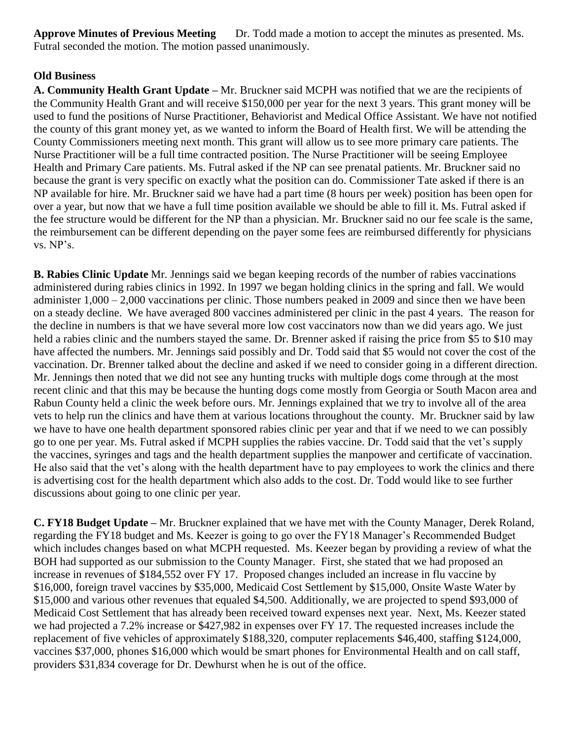**Approve Minutes of Previous Meeting** Dr. Todd made a motion to accept the minutes as presented. Ms. Futral seconded the motion. The motion passed unanimously.

**Old Business**

**A. Community Health Grant Update –** Mr. Bruckner said MCPH was notified that we are the recipients of the Community Health Grant and will receive $150,000 per year for the next 3 years. This grant money will be used to fund the positions of Nurse Practitioner, Behaviorist and Medical Office Assistant. We have not notified the county of this grant money yet, as we wanted to inform the Board of Health first. We will be attending the County Commissioners meeting next month. This grant will allow us to see more primary care patients. The Nurse Practitioner will be a full time contracted position. The Nurse Practitioner will be seeing Employee Health and Primary Care patients. Ms. Futral asked if the NP can see prenatal patients. Mr. Bruckner said no because the grant is very specific on exactly what the position can do. Commissioner Tate asked if there is an NP available for hire. Mr. Bruckner said we have had a part time (8 hours per week) position has been open for over a year, but now that we have a full time position available we should be able to fill it. Ms. Futral asked if the fee structure would be different for the NP than a physician. Mr. Bruckner said no our fee scale is the same, the reimbursement can be different depending on the payer some fees are reimbursed differently for physicians vs. NP's.

**B. Rabies Clinic Update** Mr. Jennings said we began keeping records of the number of rabies vaccinations administered during rabies clinics in 1992. In 1997 we began holding clinics in the spring and fall. We would administer 1,000 – 2,000 vaccinations per clinic. Those numbers peaked in 2009 and since then we have been on a steady decline. We have averaged 800 vaccines administered per clinic in the past 4 years. The reason for the decline in numbers is that we have several more low cost vaccinators now than we did years ago. We just held a rabies clinic and the numbers stayed the same. Dr. Brenner asked if raising the price from $5 to $10 may have affected the numbers. Mr. Jennings said possibly and Dr. Todd said that $5 would not cover the cost of the vaccination. Dr. Brenner talked about the decline and asked if we need to consider going in a different direction. Mr. Jennings then noted that we did not see any hunting trucks with multiple dogs come through at the most recent clinic and that this may be because the hunting dogs come mostly from Georgia or South Macon area and Rabun County held a clinic the week before ours. Mr. Jennings explained that we try to involve all of the area vets to help run the clinics and have them at various locations throughout the county. Mr. Bruckner said by law we have to have one health department sponsored rabies clinic per year and that if we need to we can possibly go to one per year. Ms. Futral asked if MCPH supplies the rabies vaccine. Dr. Todd said that the vet's supply the vaccines, syringes and tags and the health department supplies the manpower and certificate of vaccination. He also said that the vet's along with the health department have to pay employees to work the clinics and there is advertising cost for the health department which also adds to the cost. Dr. Todd would like to see further discussions about going to one clinic per year.

**C. FY18 Budget Update –** Mr. Bruckner explained that we have met with the County Manager, Derek Roland, regarding the FY18 budget and Ms. Keezer is going to go over the FY18 Manager's Recommended Budget which includes changes based on what MCPH requested. Ms. Keezer began by providing a review of what the BOH had supported as our submission to the County Manager. First, she stated that we had proposed an increase in revenues of $184,552 over FY 17. Proposed changes included an increase in flu vaccine by $16,000, foreign travel vaccines by $35,000, Medicaid Cost Settlement by $15,000, Onsite Waste Water by $15,000 and various other revenues that equaled $4,500. Additionally, we are projected to spend $93,000 of Medicaid Cost Settlement that has already been received toward expenses next year. Next, Ms. Keezer stated we had projected a 7.2% increase or $427,982 in expenses over FY 17. The requested increases include the replacement of five vehicles of approximately $188,320, computer replacements $46,400, staffing $124,000, vaccines $37,000, phones $16,000 which would be smart phones for Environmental Health and on call staff, providers $31,834 coverage for Dr. Dewhurst when he is out of the office.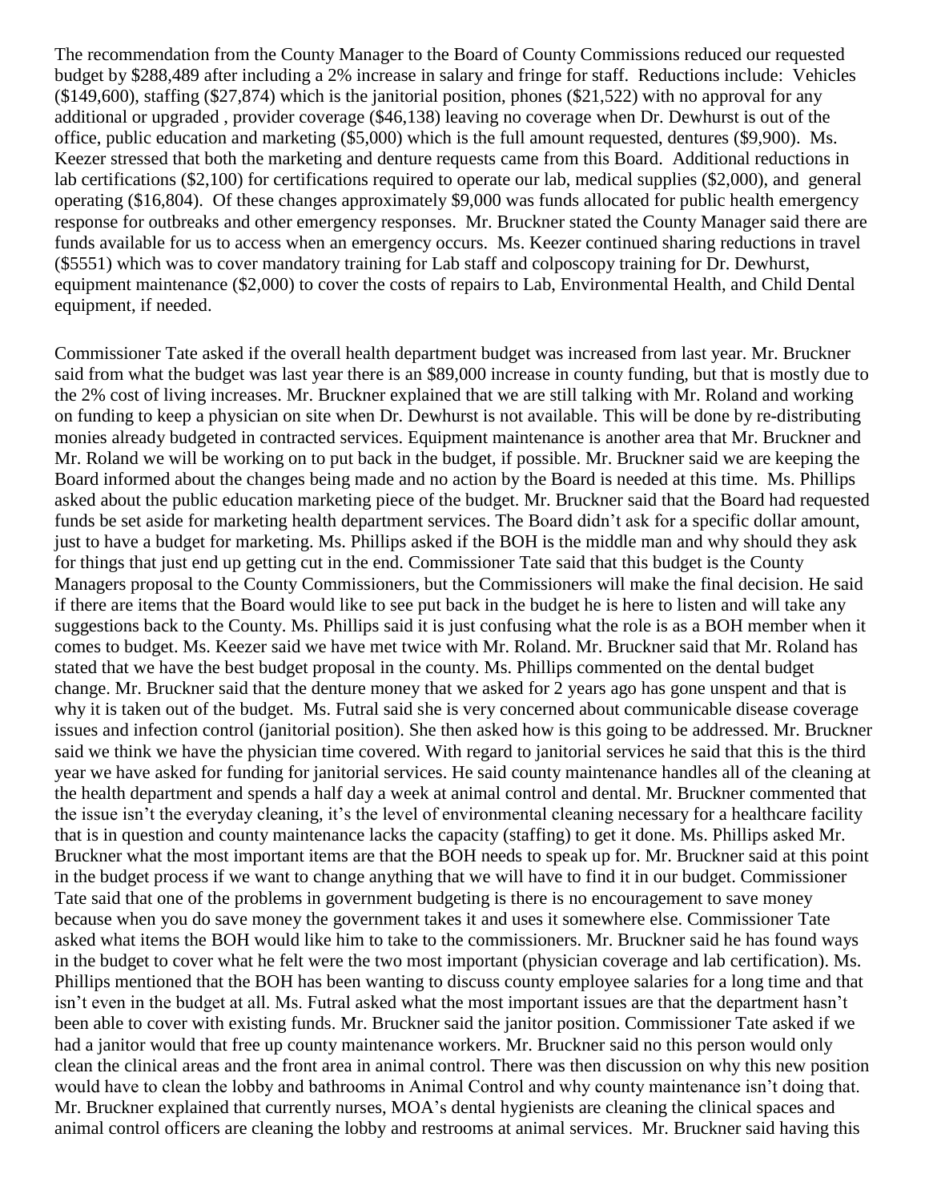The recommendation from the County Manager to the Board of County Commissions reduced our requested budget by $288,489 after including a 2% increase in salary and fringe for staff. Reductions include: Vehicles ($149,600), staffing ($27,874) which is the janitorial position, phones ($21,522) with no approval for any additional or upgraded , provider coverage ($46,138) leaving no coverage when Dr. Dewhurst is out of the office, public education and marketing ($5,000) which is the full amount requested, dentures ($9,900). Ms. Keezer stressed that both the marketing and denture requests came from this Board. Additional reductions in lab certifications ($2,100) for certifications required to operate our lab, medical supplies ($2,000), and general operating ($16,804). Of these changes approximately $9,000 was funds allocated for public health emergency response for outbreaks and other emergency responses. Mr. Bruckner stated the County Manager said there are funds available for us to access when an emergency occurs. Ms. Keezer continued sharing reductions in travel ($5551) which was to cover mandatory training for Lab staff and colposcopy training for Dr. Dewhurst, equipment maintenance ($2,000) to cover the costs of repairs to Lab, Environmental Health, and Child Dental equipment, if needed.

Commissioner Tate asked if the overall health department budget was increased from last year. Mr. Bruckner said from what the budget was last year there is an $89,000 increase in county funding, but that is mostly due to the 2% cost of living increases. Mr. Bruckner explained that we are still talking with Mr. Roland and working on funding to keep a physician on site when Dr. Dewhurst is not available. This will be done by re-distributing monies already budgeted in contracted services. Equipment maintenance is another area that Mr. Bruckner and Mr. Roland we will be working on to put back in the budget, if possible. Mr. Bruckner said we are keeping the Board informed about the changes being made and no action by the Board is needed at this time. Ms. Phillips asked about the public education marketing piece of the budget. Mr. Bruckner said that the Board had requested funds be set aside for marketing health department services. The Board didn't ask for a specific dollar amount, just to have a budget for marketing. Ms. Phillips asked if the BOH is the middle man and why should they ask for things that just end up getting cut in the end. Commissioner Tate said that this budget is the County Managers proposal to the County Commissioners, but the Commissioners will make the final decision. He said if there are items that the Board would like to see put back in the budget he is here to listen and will take any suggestions back to the County. Ms. Phillips said it is just confusing what the role is as a BOH member when it comes to budget. Ms. Keezer said we have met twice with Mr. Roland. Mr. Bruckner said that Mr. Roland has stated that we have the best budget proposal in the county. Ms. Phillips commented on the dental budget change. Mr. Bruckner said that the denture money that we asked for 2 years ago has gone unspent and that is why it is taken out of the budget. Ms. Futral said she is very concerned about communicable disease coverage issues and infection control (janitorial position). She then asked how is this going to be addressed. Mr. Bruckner said we think we have the physician time covered. With regard to janitorial services he said that this is the third year we have asked for funding for janitorial services. He said county maintenance handles all of the cleaning at the health department and spends a half day a week at animal control and dental. Mr. Bruckner commented that the issue isn't the everyday cleaning, it's the level of environmental cleaning necessary for a healthcare facility that is in question and county maintenance lacks the capacity (staffing) to get it done. Ms. Phillips asked Mr. Bruckner what the most important items are that the BOH needs to speak up for. Mr. Bruckner said at this point in the budget process if we want to change anything that we will have to find it in our budget. Commissioner Tate said that one of the problems in government budgeting is there is no encouragement to save money because when you do save money the government takes it and uses it somewhere else. Commissioner Tate asked what items the BOH would like him to take to the commissioners. Mr. Bruckner said he has found ways in the budget to cover what he felt were the two most important (physician coverage and lab certification). Ms. Phillips mentioned that the BOH has been wanting to discuss county employee salaries for a long time and that isn't even in the budget at all. Ms. Futral asked what the most important issues are that the department hasn't been able to cover with existing funds. Mr. Bruckner said the janitor position. Commissioner Tate asked if we had a janitor would that free up county maintenance workers. Mr. Bruckner said no this person would only clean the clinical areas and the front area in animal control. There was then discussion on why this new position would have to clean the lobby and bathrooms in Animal Control and why county maintenance isn't doing that. Mr. Bruckner explained that currently nurses, MOA's dental hygienists are cleaning the clinical spaces and animal control officers are cleaning the lobby and restrooms at animal services. Mr. Bruckner said having this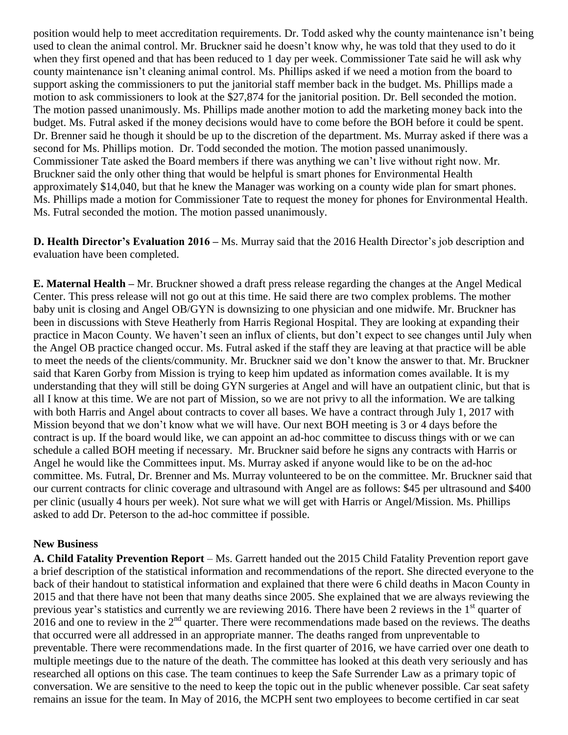position would help to meet accreditation requirements. Dr. Todd asked why the county maintenance isn't being used to clean the animal control. Mr. Bruckner said he doesn't know why, he was told that they used to do it when they first opened and that has been reduced to 1 day per week. Commissioner Tate said he will ask why county maintenance isn't cleaning animal control. Ms. Phillips asked if we need a motion from the board to support asking the commissioners to put the janitorial staff member back in the budget. Ms. Phillips made a motion to ask commissioners to look at the $27,874 for the janitorial position. Dr. Bell seconded the motion. The motion passed unanimously. Ms. Phillips made another motion to add the marketing money back into the budget. Ms. Futral asked if the money decisions would have to come before the BOH before it could be spent. Dr. Brenner said he though it should be up to the discretion of the department. Ms. Murray asked if there was a second for Ms. Phillips motion. Dr. Todd seconded the motion. The motion passed unanimously. Commissioner Tate asked the Board members if there was anything we can't live without right now. Mr. Bruckner said the only other thing that would be helpful is smart phones for Environmental Health approximately $14,040, but that he knew the Manager was working on a county wide plan for smart phones. Ms. Phillips made a motion for Commissioner Tate to request the money for phones for Environmental Health. Ms. Futral seconded the motion. The motion passed unanimously.

**D. Health Director's Evaluation 2016 –** Ms. Murray said that the 2016 Health Director's job description and evaluation have been completed.

**E. Maternal Health –** Mr. Bruckner showed a draft press release regarding the changes at the Angel Medical Center. This press release will not go out at this time. He said there are two complex problems. The mother baby unit is closing and Angel OB/GYN is downsizing to one physician and one midwife. Mr. Bruckner has been in discussions with Steve Heatherly from Harris Regional Hospital. They are looking at expanding their practice in Macon County. We haven't seen an influx of clients, but don't expect to see changes until July when the Angel OB practice changed occur. Ms. Futral asked if the staff they are leaving at that practice will be able to meet the needs of the clients/community. Mr. Bruckner said we don't know the answer to that. Mr. Bruckner said that Karen Gorby from Mission is trying to keep him updated as information comes available. It is my understanding that they will still be doing GYN surgeries at Angel and will have an outpatient clinic, but that is all I know at this time. We are not part of Mission, so we are not privy to all the information. We are talking with both Harris and Angel about contracts to cover all bases. We have a contract through July 1, 2017 with Mission beyond that we don't know what we will have. Our next BOH meeting is 3 or 4 days before the contract is up. If the board would like, we can appoint an ad-hoc committee to discuss things with or we can schedule a called BOH meeting if necessary. Mr. Bruckner said before he signs any contracts with Harris or Angel he would like the Committees input. Ms. Murray asked if anyone would like to be on the ad-hoc committee. Ms. Futral, Dr. Brenner and Ms. Murray volunteered to be on the committee. Mr. Bruckner said that our current contracts for clinic coverage and ultrasound with Angel are as follows: $45 per ultrasound and $400 per clinic (usually 4 hours per week). Not sure what we will get with Harris or Angel/Mission. Ms. Phillips asked to add Dr. Peterson to the ad-hoc committee if possible.

**New Business**

**A. Child Fatality Prevention Report** – Ms. Garrett handed out the 2015 Child Fatality Prevention report gave a brief description of the statistical information and recommendations of the report. She directed everyone to the back of their handout to statistical information and explained that there were 6 child deaths in Macon County in 2015 and that there have not been that many deaths since 2005. She explained that we are always reviewing the previous year's statistics and currently we are reviewing 2016. There have been 2 reviews in the 1st quarter of 2016 and one to review in the 2nd quarter. There were recommendations made based on the reviews. The deaths that occurred were all addressed in an appropriate manner. The deaths ranged from unpreventable to preventable. There were recommendations made. In the first quarter of 2016, we have carried over one death to multiple meetings due to the nature of the death. The committee has looked at this death very seriously and has researched all options on this case. The team continues to keep the Safe Surrender Law as a primary topic of conversation. We are sensitive to the need to keep the topic out in the public whenever possible. Car seat safety remains an issue for the team. In May of 2016, the MCPH sent two employees to become certified in car seat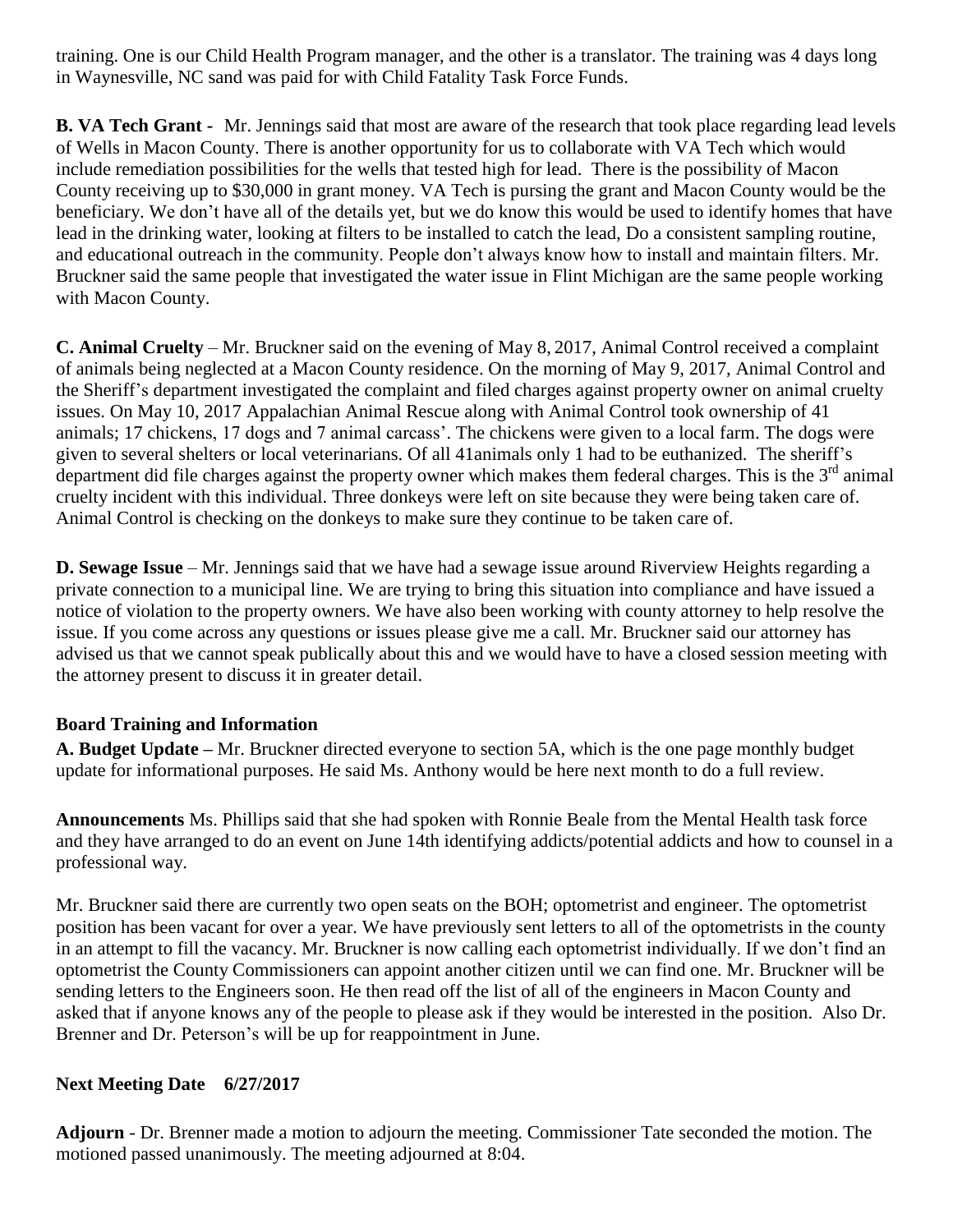training. One is our Child Health Program manager, and the other is a translator. The training was 4 days long in Waynesville, NC sand was paid for with Child Fatality Task Force Funds.

**B. VA Tech Grant -** Mr. Jennings said that most are aware of the research that took place regarding lead levels of Wells in Macon County. There is another opportunity for us to collaborate with VA Tech which would include remediation possibilities for the wells that tested high for lead. There is the possibility of Macon County receiving up to $30,000 in grant money. VA Tech is pursing the grant and Macon County would be the beneficiary. We don't have all of the details yet, but we do know this would be used to identify homes that have lead in the drinking water, looking at filters to be installed to catch the lead, Do a consistent sampling routine, and educational outreach in the community. People don't always know how to install and maintain filters. Mr. Bruckner said the same people that investigated the water issue in Flint Michigan are the same people working with Macon County.

**C. Animal Cruelty** – Mr. Bruckner said on the evening of May 8, 2017, Animal Control received a complaint of animals being neglected at a Macon County residence. On the morning of May 9, 2017, Animal Control and the Sheriff's department investigated the complaint and filed charges against property owner on animal cruelty issues. On May 10, 2017 Appalachian Animal Rescue along with Animal Control took ownership of 41 animals; 17 chickens, 17 dogs and 7 animal carcass'. The chickens were given to a local farm. The dogs were given to several shelters or local veterinarians. Of all 41animals only 1 had to be euthanized. The sheriff's department did file charges against the property owner which makes them federal charges. This is the 3rd animal cruelty incident with this individual. Three donkeys were left on site because they were being taken care of. Animal Control is checking on the donkeys to make sure they continue to be taken care of.

**D. Sewage Issue** – Mr. Jennings said that we have had a sewage issue around Riverview Heights regarding a private connection to a municipal line. We are trying to bring this situation into compliance and have issued a notice of violation to the property owners. We have also been working with county attorney to help resolve the issue. If you come across any questions or issues please give me a call. Mr. Bruckner said our attorney has advised us that we cannot speak publically about this and we would have to have a closed session meeting with the attorney present to discuss it in greater detail.

**Board Training and Information**

**A. Budget Update –** Mr. Bruckner directed everyone to section 5A, which is the one page monthly budget update for informational purposes. He said Ms. Anthony would be here next month to do a full review.

**Announcements** Ms. Phillips said that she had spoken with Ronnie Beale from the Mental Health task force and they have arranged to do an event on June 14th identifying addicts/potential addicts and how to counsel in a professional way.

Mr. Bruckner said there are currently two open seats on the BOH; optometrist and engineer. The optometrist position has been vacant for over a year. We have previously sent letters to all of the optometrists in the county in an attempt to fill the vacancy. Mr. Bruckner is now calling each optometrist individually. If we don't find an optometrist the County Commissioners can appoint another citizen until we can find one. Mr. Bruckner will be sending letters to the Engineers soon. He then read off the list of all of the engineers in Macon County and asked that if anyone knows any of the people to please ask if they would be interested in the position. Also Dr. Brenner and Dr. Peterson's will be up for reappointment in June.

**Next Meeting Date 6/27/2017**

**Adjourn** - Dr. Brenner made a motion to adjourn the meeting. Commissioner Tate seconded the motion. The motioned passed unanimously. The meeting adjourned at 8:04.